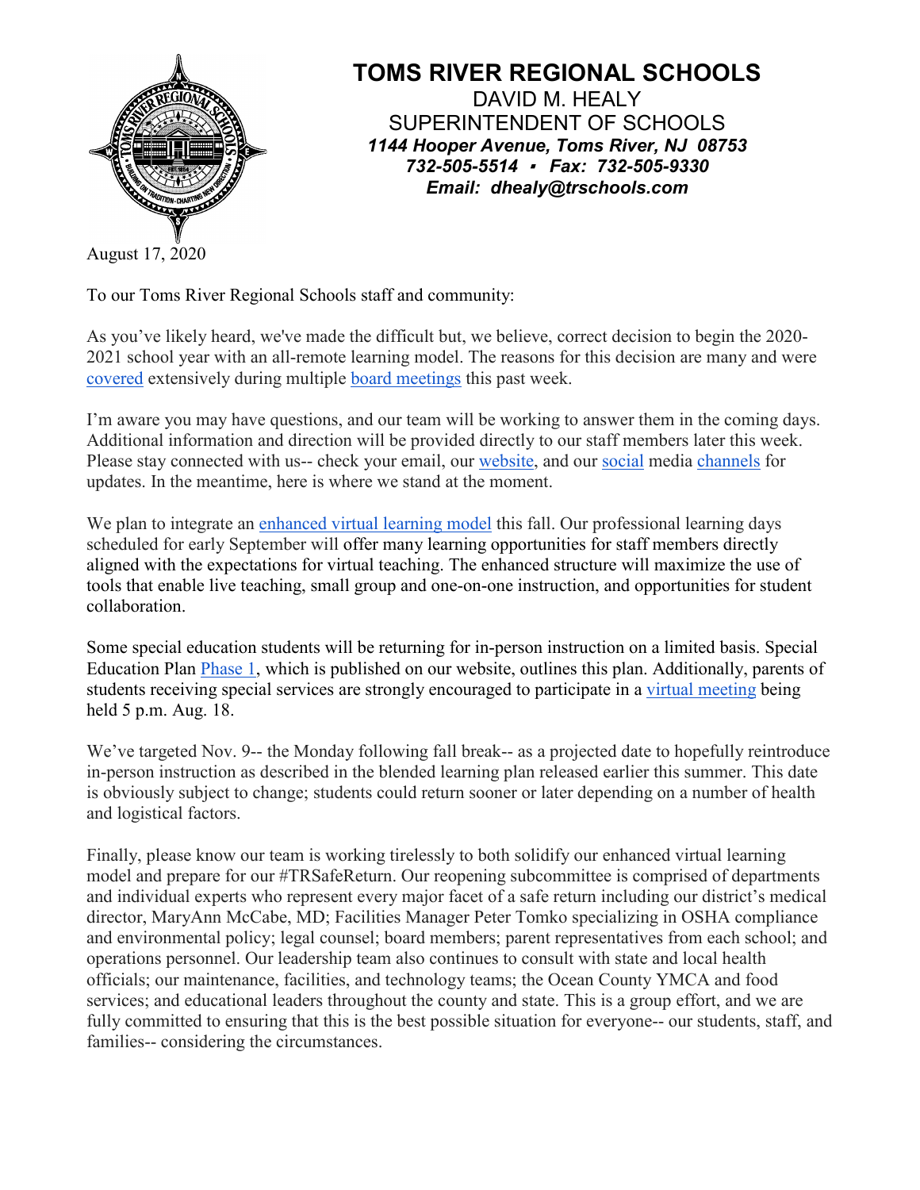# TOMS RIVER REGIONAL SCHOOLS

DAVID M. HEALY
SUPERINTENDENT OF SCHOOLS
***1144 Hooper Avenue, Toms River, NJ 08753***
***732-505-5514 ▪ Fax: 732-505-9330***
***Email: dhealy@trschools.com***

August 17, 2020

To our Toms River Regional Schools staff and community:

As you've likely heard, we've made the difficult but, we believe, correct decision to begin the 2020-2021 school year with an all-remote learning model. The reasons for this decision are many and were covered extensively during multiple board meetings this past week.

I'm aware you may have questions, and our team will be working to answer them in the coming days. Additional information and direction will be provided directly to our staff members later this week. Please stay connected with us-- check your email, our website, and our social media channels for updates. In the meantime, here is where we stand at the moment.

We plan to integrate an enhanced virtual learning model this fall. Our professional learning days scheduled for early September will offer many learning opportunities for staff members directly aligned with the expectations for virtual teaching. The enhanced structure will maximize the use of tools that enable live teaching, small group and one-on-one instruction, and opportunities for student collaboration.

Some special education students will be returning for in-person instruction on a limited basis. Special Education Plan Phase 1, which is published on our website, outlines this plan. Additionally, parents of students receiving special services are strongly encouraged to participate in a virtual meeting being held 5 p.m. Aug. 18.

We've targeted Nov. 9-- the Monday following fall break-- as a projected date to hopefully reintroduce in-person instruction as described in the blended learning plan released earlier this summer. This date is obviously subject to change; students could return sooner or later depending on a number of health and logistical factors.

Finally, please know our team is working tirelessly to both solidify our enhanced virtual learning model and prepare for our #TRSafeReturn. Our reopening subcommittee is comprised of departments and individual experts who represent every major facet of a safe return including our district's medical director, MaryAnn McCabe, MD; Facilities Manager Peter Tomko specializing in OSHA compliance and environmental policy; legal counsel; board members; parent representatives from each school; and operations personnel. Our leadership team also continues to consult with state and local health officials; our maintenance, facilities, and technology teams; the Ocean County YMCA and food services; and educational leaders throughout the county and state. This is a group effort, and we are fully committed to ensuring that this is the best possible situation for everyone-- our students, staff, and families-- considering the circumstances.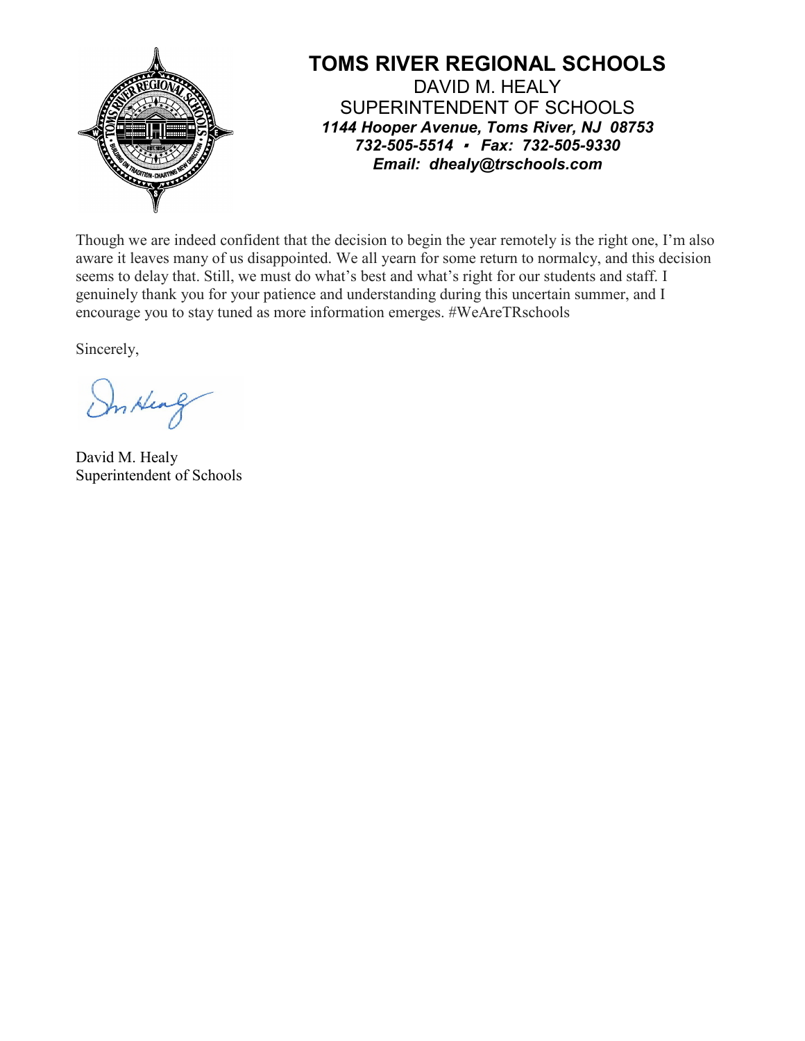**TOMS RIVER REGIONAL SCHOOLS**
DAVID M. HEALY
SUPERINTENDENT OF SCHOOLS
***1144 Hooper Avenue, Toms River, NJ 08753***
***732-505-5514 ▪ Fax: 732-505-9330***
***Email: dhealy@trschools.com***

Though we are indeed confident that the decision to begin the year remotely is the right one, I'm also aware it leaves many of us disappointed. We all yearn for some return to normalcy, and this decision seems to delay that. Still, we must do what's best and what's right for our students and staff. I genuinely thank you for your patience and understanding during this uncertain summer, and I encourage you to stay tuned as more information emerges. #WeAreTRschools

Sincerely,

David M. Healy
Superintendent of Schools